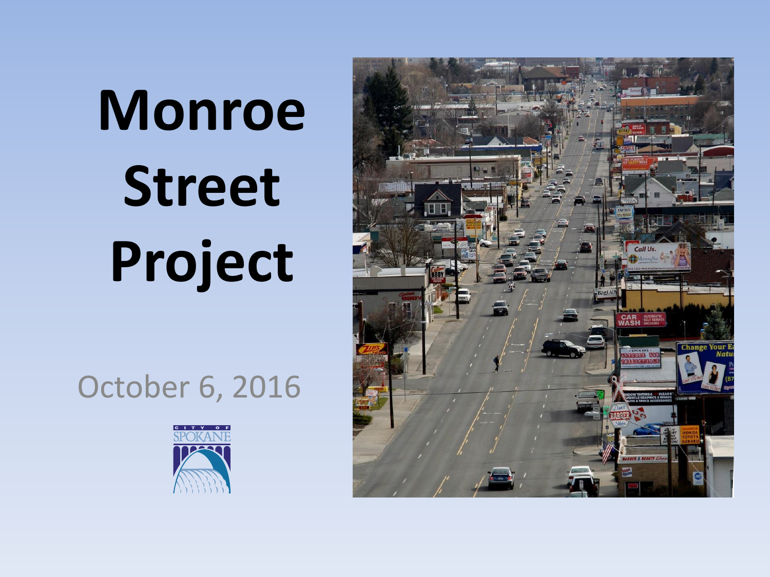# Monroe Street Project

October 6, 2016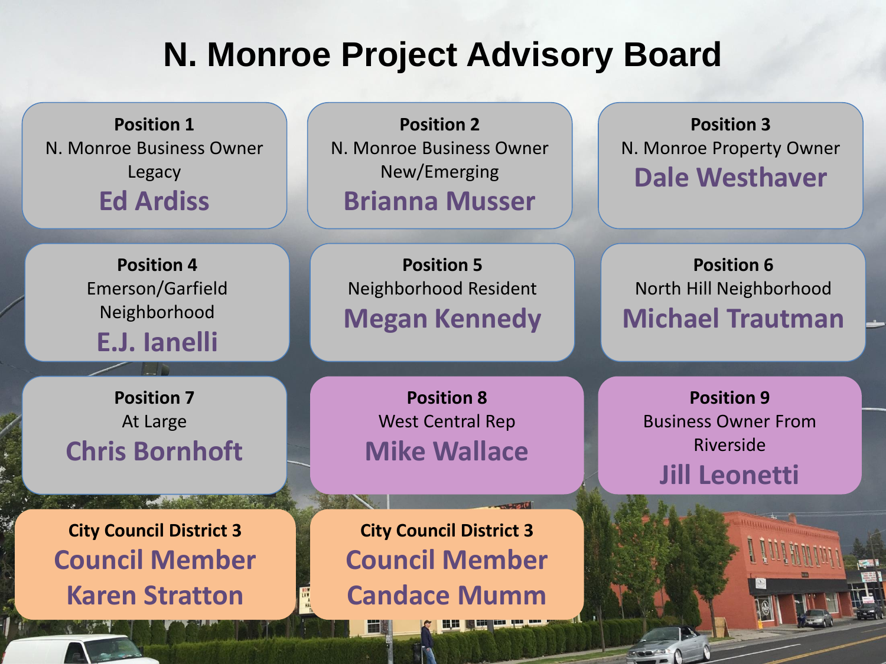# N. Monroe Project Advisory Board

**Position 1**
N. Monroe Business Owner Legacy
**Ed Ardiss**

**Position 2**
N. Monroe Business Owner New/Emerging
**Brianna Musser**

**Position 3**
N. Monroe Property Owner
**Dale Westhaver**

**Position 4**
Emerson/Garfield Neighborhood
**E.J. Ianelli**

**Position 5**
Neighborhood Resident
**Megan Kennedy**

**Position 6**
North Hill Neighborhood
**Michael Trautman**

**Position 7**
At Large
**Chris Bornhoft**

**Position 8**
West Central Rep
**Mike Wallace**

**Position 9**
Business Owner From Riverside
**Jill Leonetti**

**City Council District 3**
**Council Member Karen Stratton**

**City Council District 3**
**Council Member Candace Mumm**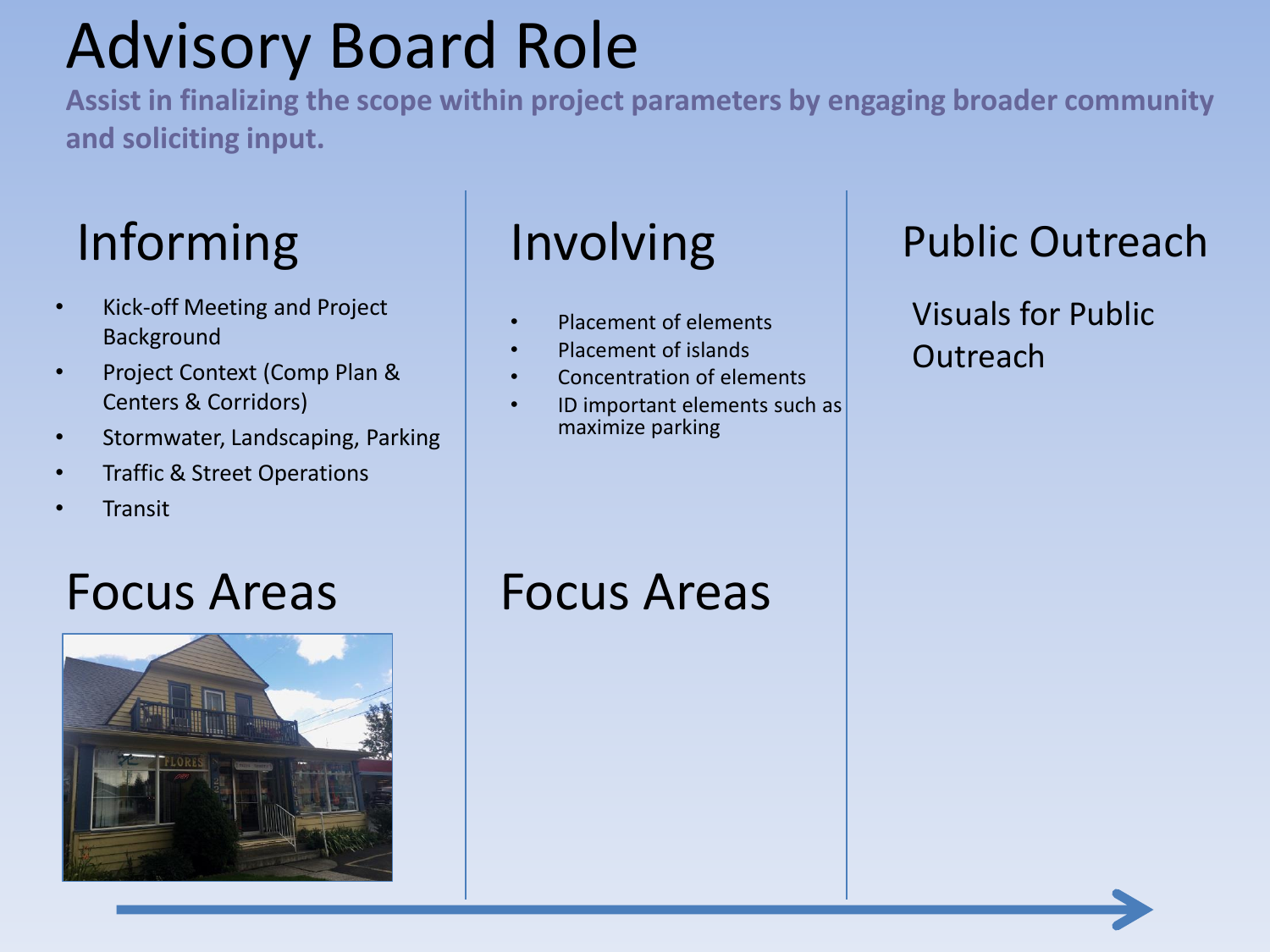# Advisory Board Role

**Assist in finalizing the scope within project parameters by engaging broader community and soliciting input.**

## Informing

- Kick-off Meeting and Project Background
- Project Context (Comp Plan & Centers & Corridors)
- Stormwater, Landscaping, Parking
- Traffic & Street Operations
- Transit

## Focus Areas

## Involving

- Placement of elements
- Placement of islands
- Concentration of elements
- ID important elements such as maximize parking

## Focus Areas

## Public Outreach

Visuals for Public Outreach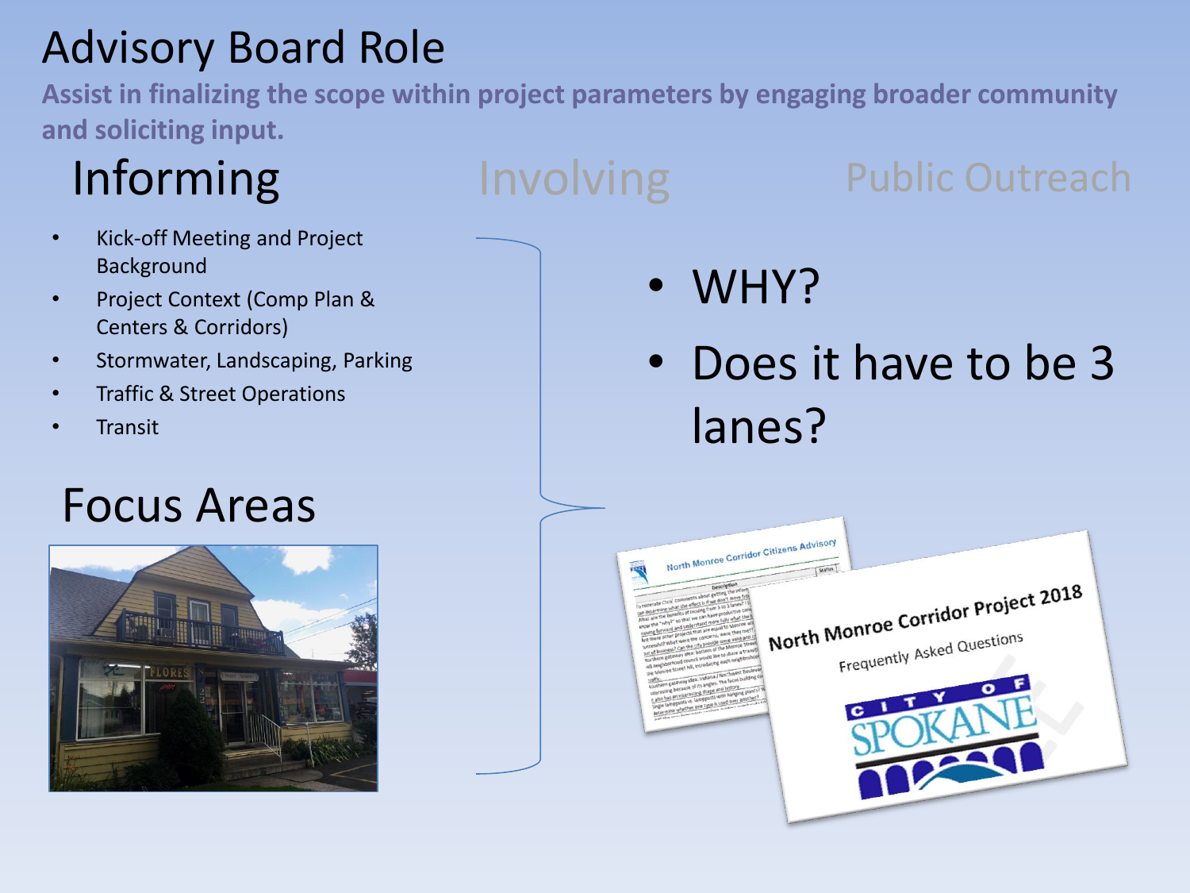# Advisory Board Role

**Assist in finalizing the scope within project parameters by engaging broader community and soliciting input.**

## Informing

- Kick-off Meeting and Project Background
- Project Context (Comp Plan & Centers & Corridors)
- Stormwater, Landscaping, Parking
- Traffic & Street Operations
- Transit

## Focus Areas

## Involving

## Public Outreach

- WHY?
- Does it have to be 3 lanes?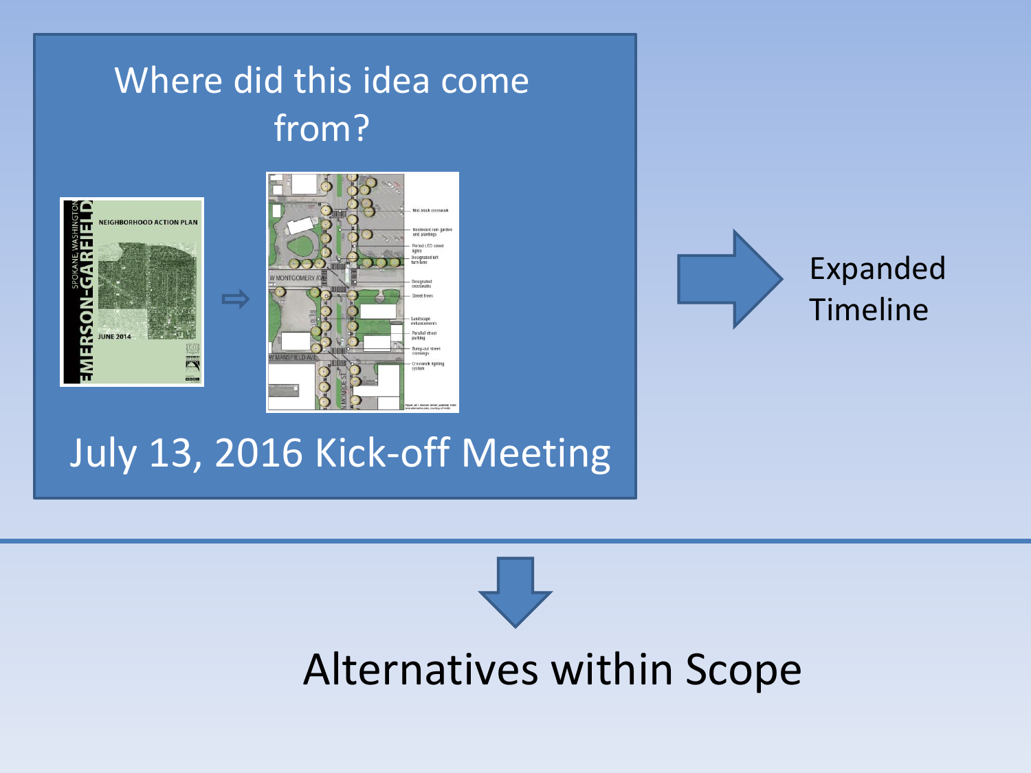# Where did this idea come from?

July 13, 2016 Kick-off Meeting

Expanded Timeline

Alternatives within Scope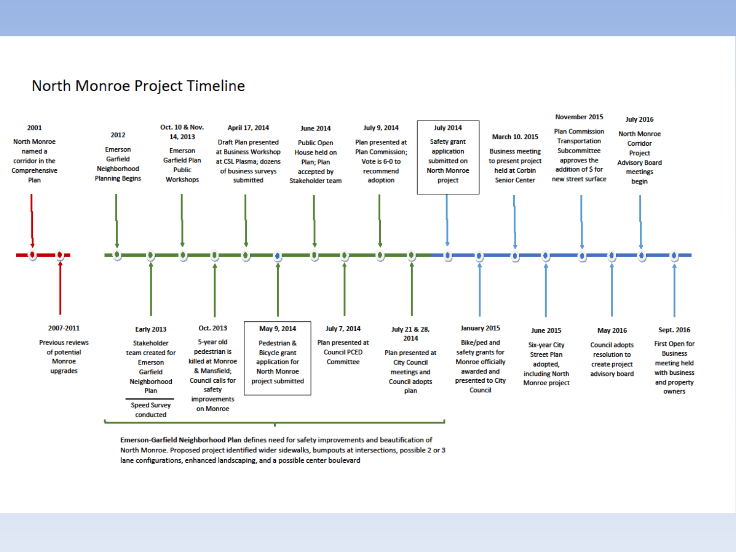# North Monroe Project Timeline

**2001**
North Monroe named a corridor in the Comprehensive Plan

**2007-2011**
Previous reviews of potential Monroe upgrades

**2012**
Emerson Garfield Neighborhood Planning Begins

**Early 2013**
Stakeholder team created for Emerson Garfield Neighborhood Plan

Speed Survey conducted

**Oct. 10 & Nov. 14, 2013**
Emerson Garfield Plan Public Workshops

**Oct. 2013**
5-year old pedestrian is killed at Monroe & Mansfield; Council calls for safety improvements on Monroe

**April 17, 2014**
Draft Plan presented at Business Workshop at CSL Plasma; dozens of business surveys submitted

**May 9, 2014**
Pedestrian & Bicycle grant application for North Monroe project submitted

**June 2014**
Public Open House held on Plan; Plan accepted by Stakeholder team

**July 7, 2014**
Plan presented at Council PCED Committee

**July 9, 2014**
Plan presented at Plan Commission; Vote is 6-0 to recommend adoption

**July 21 & 28, 2014**
Plan presented at City Council meetings and Council adopts plan

**July 2014**
Safety grant application submitted on North Monroe project

**January 2015**
Bike/ped and safety grants for Monroe officially awarded and presented to City Council

**March 10. 2015**
Business meeting to present project held at Corbin Senior Center

**June 2015**
Six-year City Street Plan adopted, including North Monroe project

**November 2015**
Plan Commission Transportation Subcommittee approves the addition of $ for new street surface

**May 2016**
Council adopts resolution to create project advisory board

**July 2016**
North Monroe Corridor Project Advisory Board meetings begin

**Sept. 2016**
First Open for Business meeting held with business and property owners

**Emerson-Garfield Neighborhood Plan** defines need for safety improvements and beautification of North Monroe. Proposed project identified wider sidewalks, bumpouts at intersections, possible 2 or 3 lane configurations, enhanced landscaping, and a possible center boulevard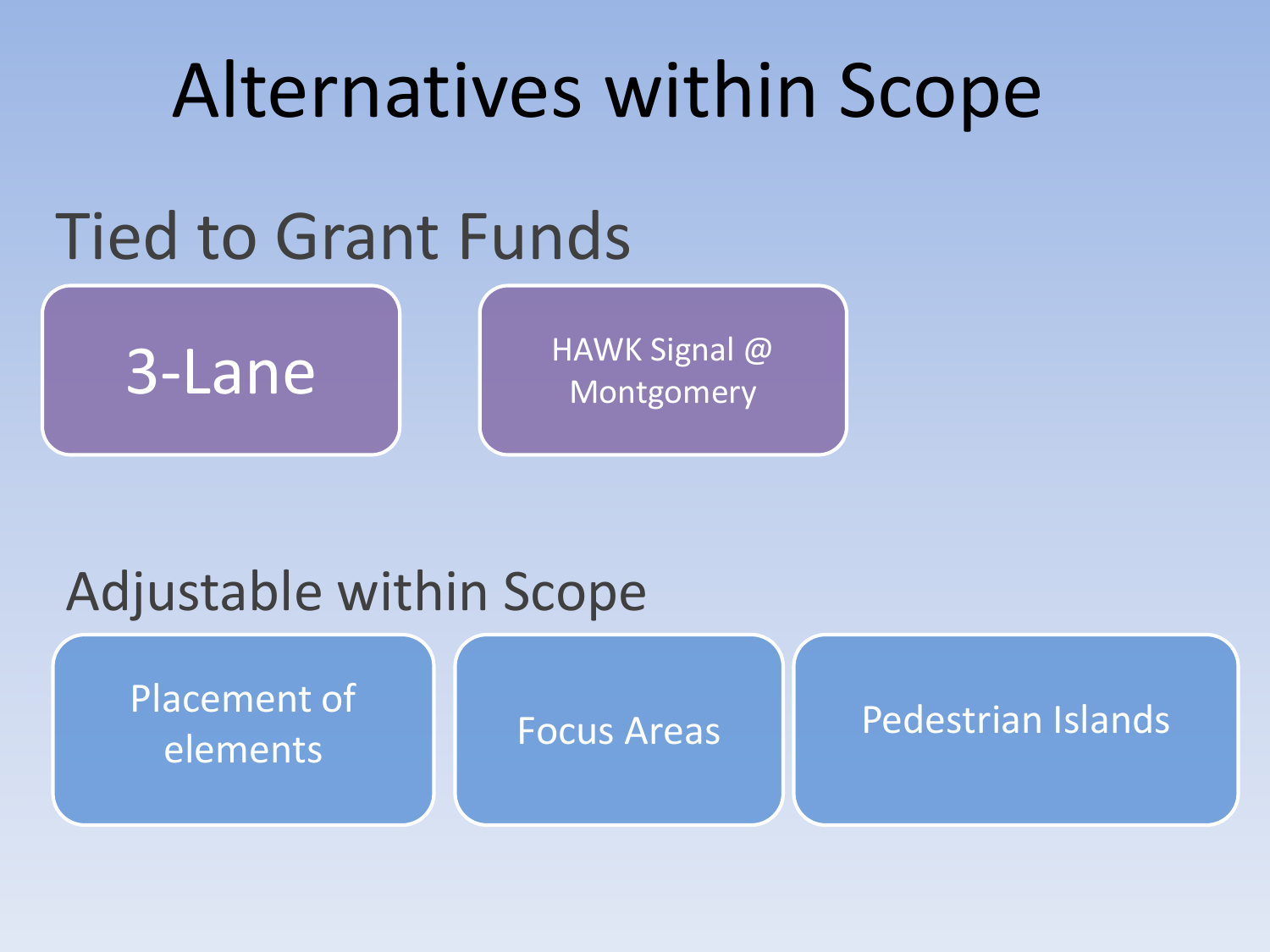# Alternatives within Scope

## Tied to Grant Funds

- 3-Lane
- HAWK Signal @ Montgomery

## Adjustable within Scope

- Placement of elements
- Focus Areas
- Pedestrian Islands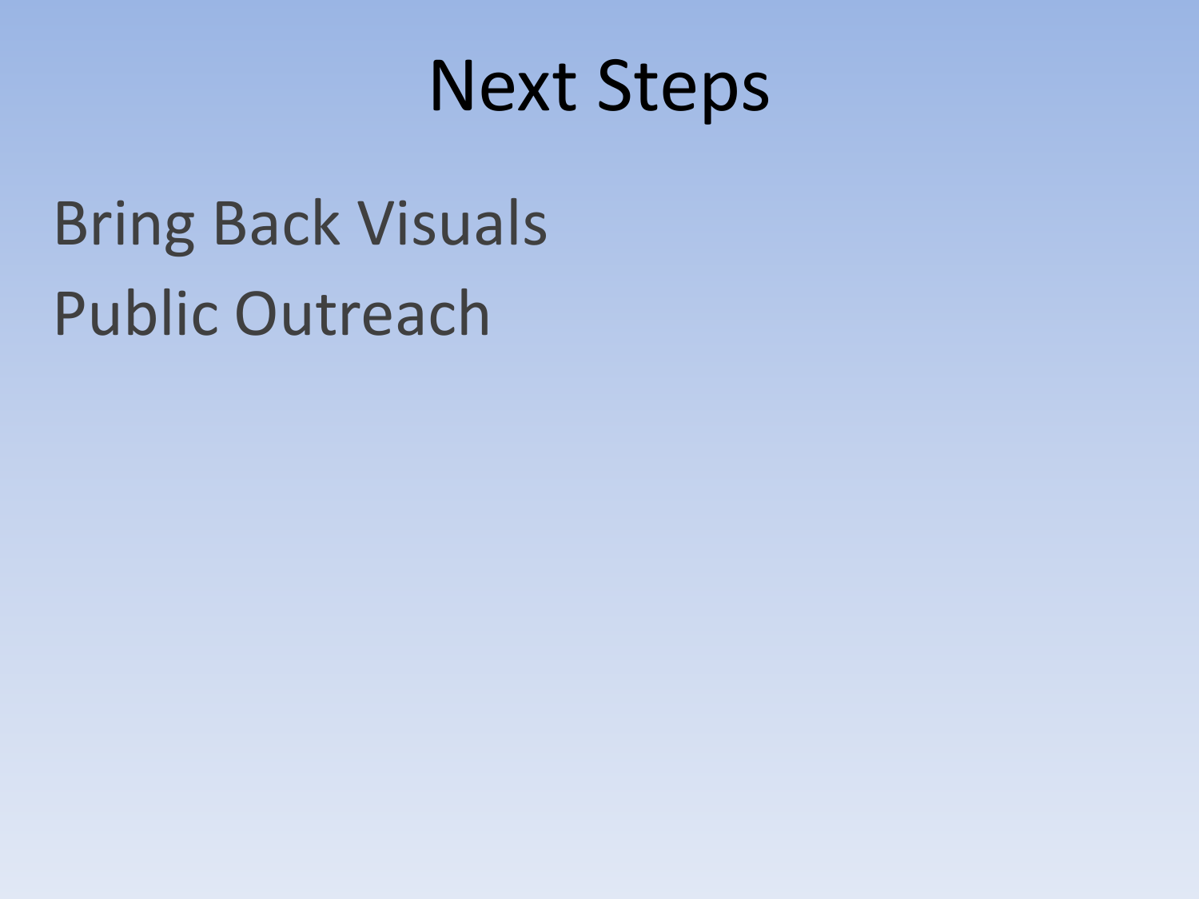# Next Steps

Bring Back Visuals

Public Outreach